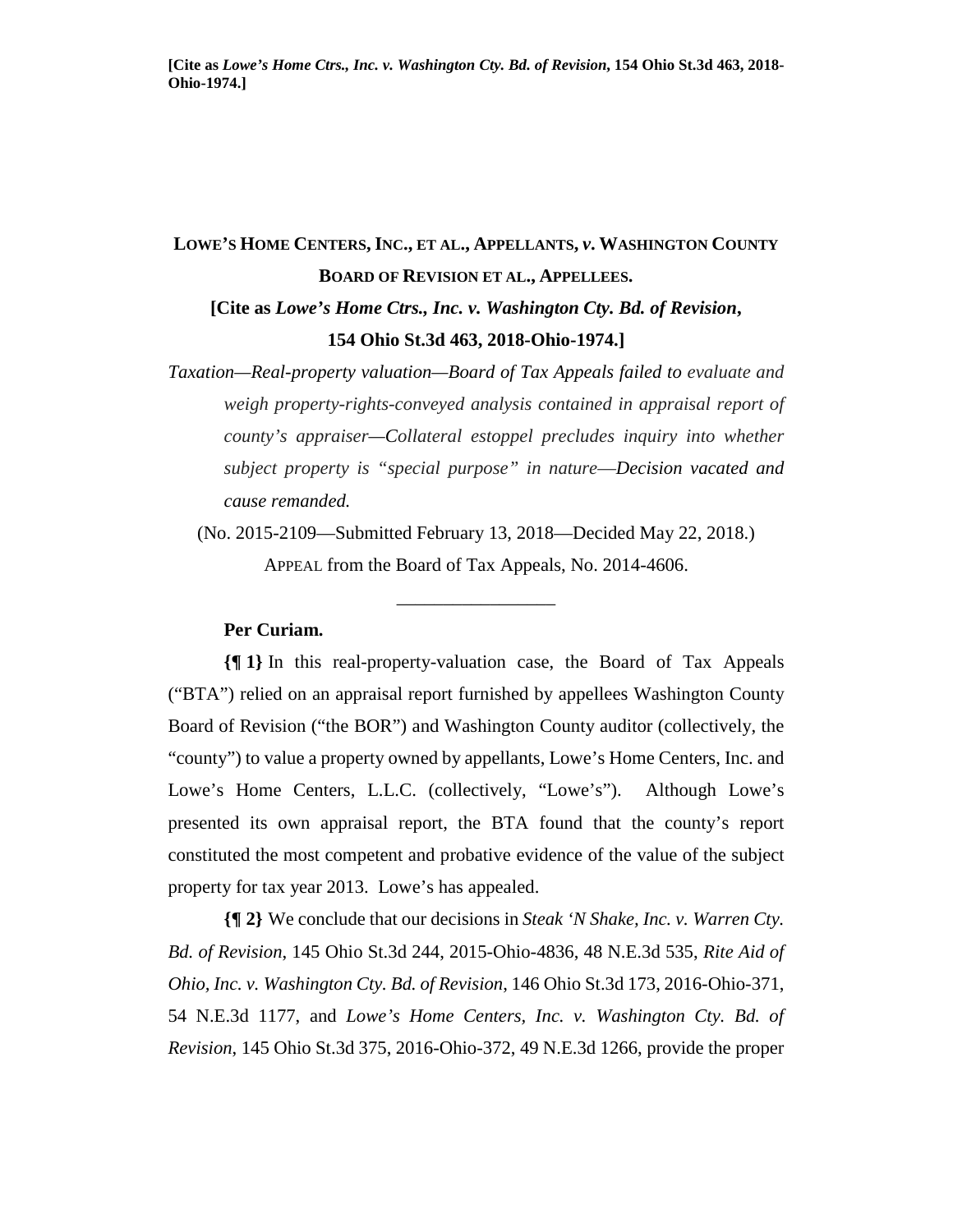**[Cite as *Lowe's Home Ctrs., Inc. v. Washington Cty. Bd. of Revision*, 154 Ohio St.3d 463, 2018-Ohio-1974.]**

# LOWE'S HOME CENTERS, INC., ET AL., APPELLANTS, *v.* WASHINGTON COUNTY BOARD OF REVISION ET AL., APPELLEES.

**[Cite as *Lowe's Home Ctrs., Inc. v. Washington Cty. Bd. of Revision*, 154 Ohio St.3d 463, 2018-Ohio-1974.]**

*Taxation—Real-property valuation—Board of Tax Appeals failed to evaluate and weigh property-rights-conveyed analysis contained in appraisal report of county's appraiser—Collateral estoppel precludes inquiry into whether subject property is "special purpose" in nature—Decision vacated and cause remanded.*

(No. 2015-2109—Submitted February 13, 2018—Decided May 22, 2018.)

APPEAL from the Board of Tax Appeals, No. 2014-4606.

\_\_\_\_\_\_\_\_\_\_\_\_\_\_\_\_\_

**Per Curiam.**

**{¶ 1}** In this real-property-valuation case, the Board of Tax Appeals ("BTA") relied on an appraisal report furnished by appellees Washington County Board of Revision ("the BOR") and Washington County auditor (collectively, the "county") to value a property owned by appellants, Lowe's Home Centers, Inc. and Lowe's Home Centers, L.L.C. (collectively, "Lowe's"). Although Lowe's presented its own appraisal report, the BTA found that the county's report constituted the most competent and probative evidence of the value of the subject property for tax year 2013. Lowe's has appealed.

**{¶ 2}** We conclude that our decisions in *Steak 'N Shake, Inc. v. Warren Cty. Bd. of Revision*, 145 Ohio St.3d 244, 2015-Ohio-4836, 48 N.E.3d 535, *Rite Aid of Ohio, Inc. v. Washington Cty. Bd. of Revision*, 146 Ohio St.3d 173, 2016-Ohio-371, 54 N.E.3d 1177, and *Lowe's Home Centers, Inc. v. Washington Cty. Bd. of Revision*, 145 Ohio St.3d 375, 2016-Ohio-372, 49 N.E.3d 1266, provide the proper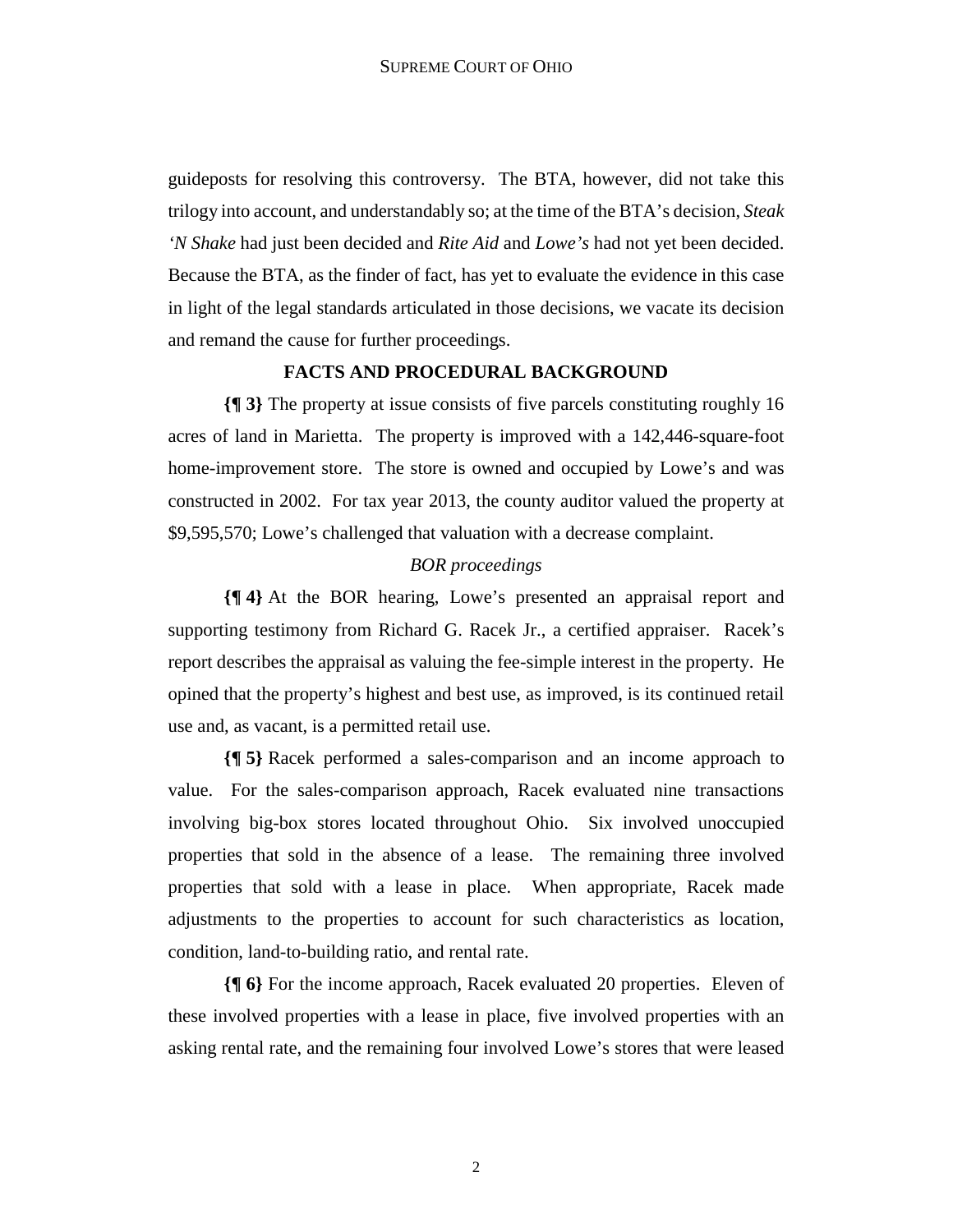guideposts for resolving this controversy. The BTA, however, did not take this trilogy into account, and understandably so; at the time of the BTA's decision, *Steak 'N Shake* had just been decided and *Rite Aid* and *Lowe's* had not yet been decided. Because the BTA, as the finder of fact, has yet to evaluate the evidence in this case in light of the legal standards articulated in those decisions, we vacate its decision and remand the cause for further proceedings.

## FACTS AND PROCEDURAL BACKGROUND

**{¶ 3}** The property at issue consists of five parcels constituting roughly 16 acres of land in Marietta. The property is improved with a 142,446-square-foot home-improvement store. The store is owned and occupied by Lowe's and was constructed in 2002. For tax year 2013, the county auditor valued the property at $9,595,570; Lowe's challenged that valuation with a decrease complaint.

*BOR proceedings*

**{¶ 4}** At the BOR hearing, Lowe's presented an appraisal report and supporting testimony from Richard G. Racek Jr., a certified appraiser. Racek's report describes the appraisal as valuing the fee-simple interest in the property. He opined that the property's highest and best use, as improved, is its continued retail use and, as vacant, is a permitted retail use.

**{¶ 5}** Racek performed a sales-comparison and an income approach to value. For the sales-comparison approach, Racek evaluated nine transactions involving big-box stores located throughout Ohio. Six involved unoccupied properties that sold in the absence of a lease. The remaining three involved properties that sold with a lease in place. When appropriate, Racek made adjustments to the properties to account for such characteristics as location, condition, land-to-building ratio, and rental rate.

**{¶ 6}** For the income approach, Racek evaluated 20 properties. Eleven of these involved properties with a lease in place, five involved properties with an asking rental rate, and the remaining four involved Lowe's stores that were leased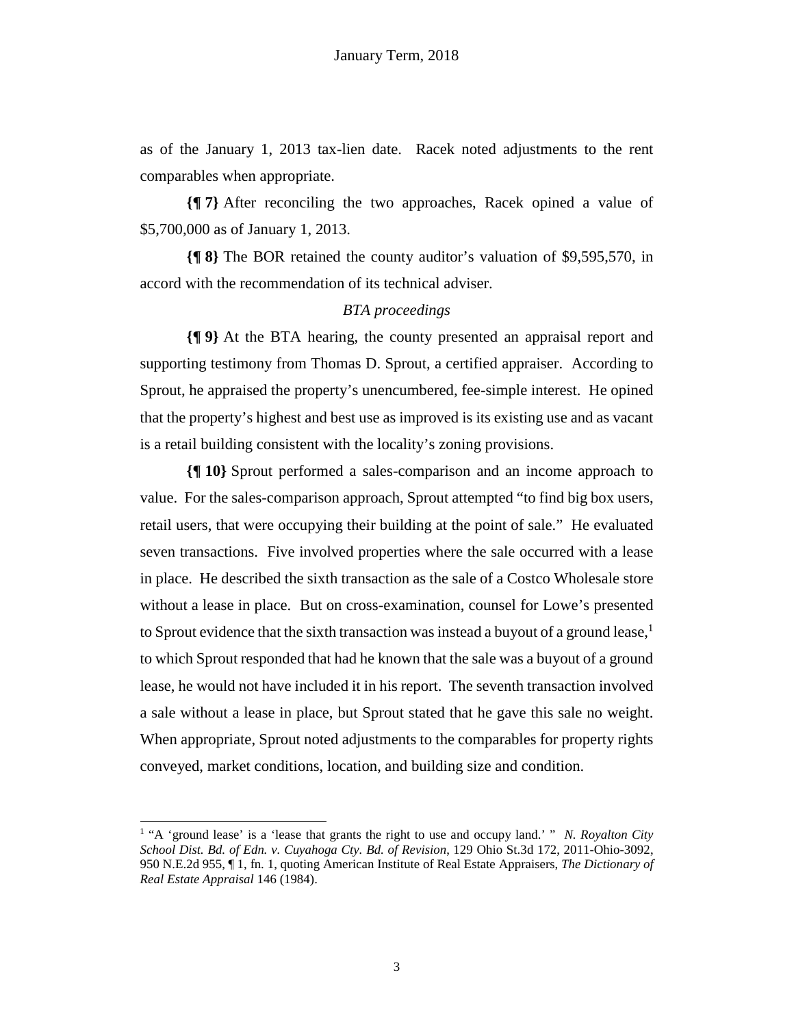as of the January 1, 2013 tax-lien date. Racek noted adjustments to the rent comparables when appropriate.

**{¶ 7}** After reconciling the two approaches, Racek opined a value of $5,700,000 as of January 1, 2013.

**{¶ 8}** The BOR retained the county auditor's valuation of $9,595,570, in accord with the recommendation of its technical adviser.

*BTA proceedings*

**{¶ 9}** At the BTA hearing, the county presented an appraisal report and supporting testimony from Thomas D. Sprout, a certified appraiser. According to Sprout, he appraised the property's unencumbered, fee-simple interest. He opined that the property's highest and best use as improved is its existing use and as vacant is a retail building consistent with the locality's zoning provisions.

**{¶ 10}** Sprout performed a sales-comparison and an income approach to value. For the sales-comparison approach, Sprout attempted "to find big box users, retail users, that were occupying their building at the point of sale." He evaluated seven transactions. Five involved properties where the sale occurred with a lease in place. He described the sixth transaction as the sale of a Costco Wholesale store without a lease in place. But on cross-examination, counsel for Lowe's presented to Sprout evidence that the sixth transaction was instead a buyout of a ground lease,[1] to which Sprout responded that had he known that the sale was a buyout of a ground lease, he would not have included it in his report. The seventh transaction involved a sale without a lease in place, but Sprout stated that he gave this sale no weight. When appropriate, Sprout noted adjustments to the comparables for property rights conveyed, market conditions, location, and building size and condition.

---

[1] "A 'ground lease' is a 'lease that grants the right to use and occupy land.' " *N. Royalton City School Dist. Bd. of Edn. v. Cuyahoga Cty. Bd. of Revision*, 129 Ohio St.3d 172, 2011-Ohio-3092, 950 N.E.2d 955, ¶ 1, fn. 1, quoting American Institute of Real Estate Appraisers, *The Dictionary of Real Estate Appraisal* 146 (1984).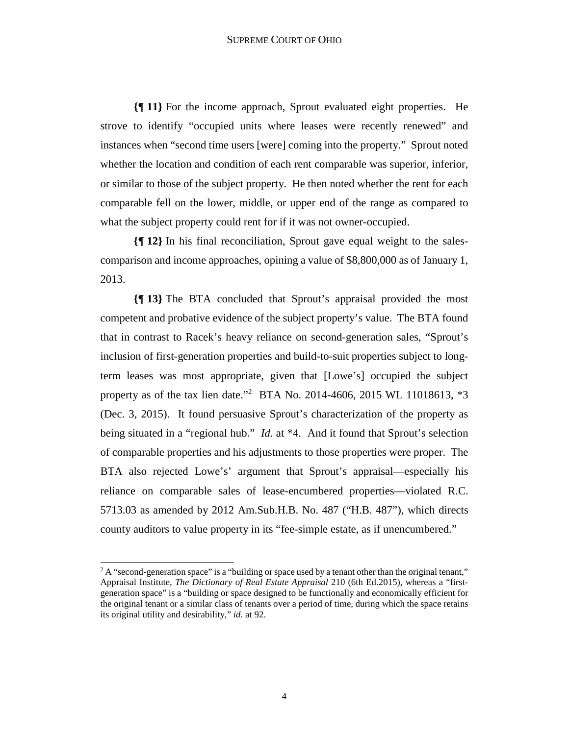**{¶ 11}** For the income approach, Sprout evaluated eight properties. He strove to identify "occupied units where leases were recently renewed" and instances when "second time users [were] coming into the property." Sprout noted whether the location and condition of each rent comparable was superior, inferior, or similar to those of the subject property. He then noted whether the rent for each comparable fell on the lower, middle, or upper end of the range as compared to what the subject property could rent for if it was not owner-occupied.

**{¶ 12}** In his final reconciliation, Sprout gave equal weight to the sales-comparison and income approaches, opining a value of $8,800,000 as of January 1, 2013.

**{¶ 13}** The BTA concluded that Sprout's appraisal provided the most competent and probative evidence of the subject property's value. The BTA found that in contrast to Racek's heavy reliance on second-generation sales, "Sprout's inclusion of first-generation properties and build-to-suit properties subject to long-term leases was most appropriate, given that [Lowe's] occupied the subject property as of the tax lien date."[2] BTA No. 2014-4606, 2015 WL 11018613, *3 (Dec. 3, 2015). It found persuasive Sprout's characterization of the property as being situated in a "regional hub." *Id.* at *4. And it found that Sprout's selection of comparable properties and his adjustments to those properties were proper. The BTA also rejected Lowe's' argument that Sprout's appraisal—especially his reliance on comparable sales of lease-encumbered properties—violated R.C. 5713.03 as amended by 2012 Am.Sub.H.B. No. 487 ("H.B. 487"), which directs county auditors to value property in its "fee-simple estate, as if unencumbered."

---

[2] A "second-generation space" is a "building or space used by a tenant other than the original tenant," Appraisal Institute, *The Dictionary of Real Estate Appraisal* 210 (6th Ed.2015), whereas a "first-generation space" is a "building or space designed to be functionally and economically efficient for the original tenant or a similar class of tenants over a period of time, during which the space retains its original utility and desirability," *id.* at 92.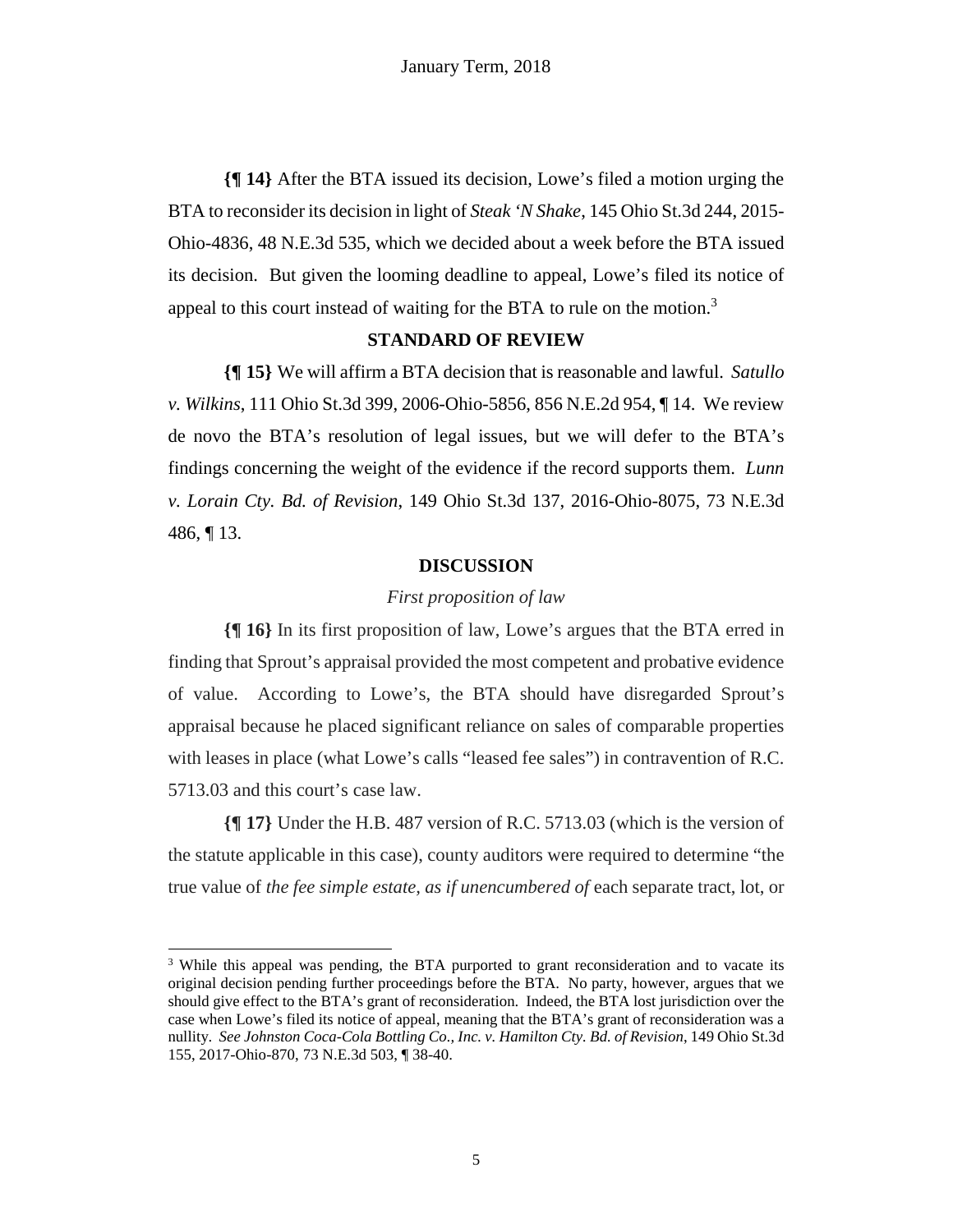**{¶ 14}** After the BTA issued its decision, Lowe's filed a motion urging the BTA to reconsider its decision in light of *Steak 'N Shake*, 145 Ohio St.3d 244, 2015-Ohio-4836, 48 N.E.3d 535, which we decided about a week before the BTA issued its decision. But given the looming deadline to appeal, Lowe's filed its notice of appeal to this court instead of waiting for the BTA to rule on the motion.[3]

### STANDARD OF REVIEW

**{¶ 15}** We will affirm a BTA decision that is reasonable and lawful. *Satullo v. Wilkins*, 111 Ohio St.3d 399, 2006-Ohio-5856, 856 N.E.2d 954, ¶ 14. We review de novo the BTA's resolution of legal issues, but we will defer to the BTA's findings concerning the weight of the evidence if the record supports them. *Lunn v. Lorain Cty. Bd. of Revision*, 149 Ohio St.3d 137, 2016-Ohio-8075, 73 N.E.3d 486, ¶ 13.

### DISCUSSION

*First proposition of law*

**{¶ 16}** In its first proposition of law, Lowe's argues that the BTA erred in finding that Sprout's appraisal provided the most competent and probative evidence of value. According to Lowe's, the BTA should have disregarded Sprout's appraisal because he placed significant reliance on sales of comparable properties with leases in place (what Lowe's calls "leased fee sales") in contravention of R.C. 5713.03 and this court's case law.

**{¶ 17}** Under the H.B. 487 version of R.C. 5713.03 (which is the version of the statute applicable in this case), county auditors were required to determine "the true value of *the fee simple estate, as if unencumbered of* each separate tract, lot, or

---

[3] While this appeal was pending, the BTA purported to grant reconsideration and to vacate its original decision pending further proceedings before the BTA. No party, however, argues that we should give effect to the BTA's grant of reconsideration. Indeed, the BTA lost jurisdiction over the case when Lowe's filed its notice of appeal, meaning that the BTA's grant of reconsideration was a nullity. *See Johnston Coca-Cola Bottling Co., Inc. v. Hamilton Cty. Bd. of Revision*, 149 Ohio St.3d 155, 2017-Ohio-870, 73 N.E.3d 503, ¶ 38-40.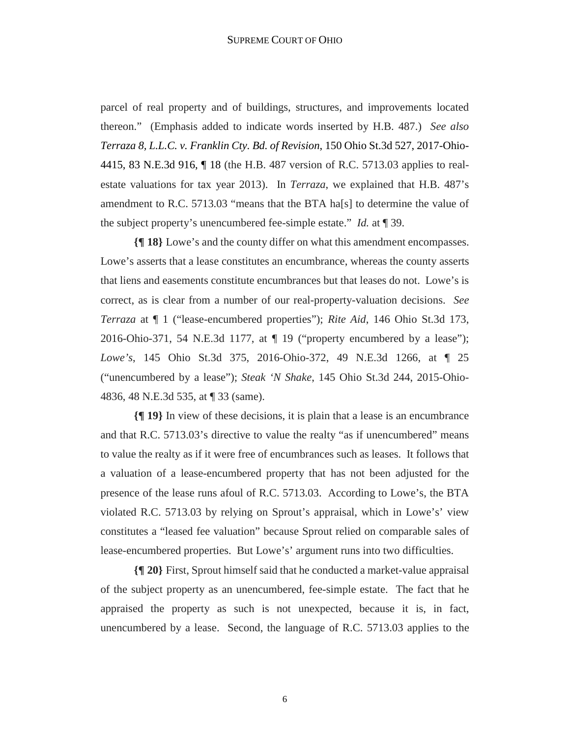parcel of real property and of buildings, structures, and improvements located thereon." (Emphasis added to indicate words inserted by H.B. 487.) *See also Terraza 8, L.L.C. v. Franklin Cty. Bd. of Revision*, 150 Ohio St.3d 527, 2017-Ohio-4415, 83 N.E.3d 916, ¶ 18 (the H.B. 487 version of R.C. 5713.03 applies to real-estate valuations for tax year 2013). In *Terraza*, we explained that H.B. 487's amendment to R.C. 5713.03 "means that the BTA ha[s] to determine the value of the subject property's unencumbered fee-simple estate." *Id.* at ¶ 39.

**{¶ 18}** Lowe's and the county differ on what this amendment encompasses. Lowe's asserts that a lease constitutes an encumbrance, whereas the county asserts that liens and easements constitute encumbrances but that leases do not. Lowe's is correct, as is clear from a number of our real-property-valuation decisions. *See Terraza* at ¶ 1 ("lease-encumbered properties"); *Rite Aid*, 146 Ohio St.3d 173, 2016-Ohio-371, 54 N.E.3d 1177, at ¶ 19 ("property encumbered by a lease"); *Lowe's*, 145 Ohio St.3d 375, 2016-Ohio-372, 49 N.E.3d 1266, at ¶ 25 ("unencumbered by a lease"); *Steak 'N Shake*, 145 Ohio St.3d 244, 2015-Ohio-4836, 48 N.E.3d 535, at ¶ 33 (same).

**{¶ 19}** In view of these decisions, it is plain that a lease is an encumbrance and that R.C. 5713.03's directive to value the realty "as if unencumbered" means to value the realty as if it were free of encumbrances such as leases. It follows that a valuation of a lease-encumbered property that has not been adjusted for the presence of the lease runs afoul of R.C. 5713.03. According to Lowe's, the BTA violated R.C. 5713.03 by relying on Sprout's appraisal, which in Lowe's' view constitutes a "leased fee valuation" because Sprout relied on comparable sales of lease-encumbered properties. But Lowe's' argument runs into two difficulties.

**{¶ 20}** First, Sprout himself said that he conducted a market-value appraisal of the subject property as an unencumbered, fee-simple estate. The fact that he appraised the property as such is not unexpected, because it is, in fact, unencumbered by a lease. Second, the language of R.C. 5713.03 applies to the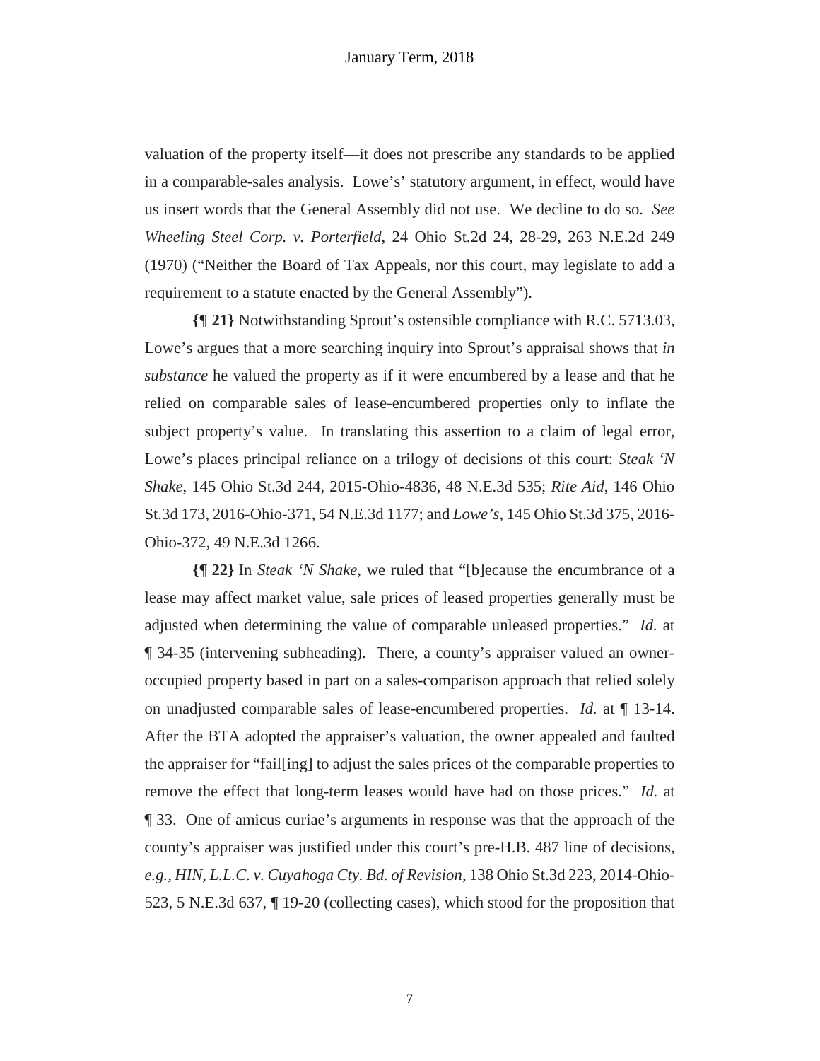valuation of the property itself—it does not prescribe any standards to be applied in a comparable-sales analysis. Lowe's' statutory argument, in effect, would have us insert words that the General Assembly did not use. We decline to do so. *See Wheeling Steel Corp. v. Porterfield*, 24 Ohio St.2d 24, 28-29, 263 N.E.2d 249 (1970) ("Neither the Board of Tax Appeals, nor this court, may legislate to add a requirement to a statute enacted by the General Assembly").

**{¶ 21}** Notwithstanding Sprout's ostensible compliance with R.C. 5713.03, Lowe's argues that a more searching inquiry into Sprout's appraisal shows that *in substance* he valued the property as if it were encumbered by a lease and that he relied on comparable sales of lease-encumbered properties only to inflate the subject property's value. In translating this assertion to a claim of legal error, Lowe's places principal reliance on a trilogy of decisions of this court: *Steak 'N Shake*, 145 Ohio St.3d 244, 2015-Ohio-4836, 48 N.E.3d 535; *Rite Aid*, 146 Ohio St.3d 173, 2016-Ohio-371, 54 N.E.3d 1177; and *Lowe's*, 145 Ohio St.3d 375, 2016-Ohio-372, 49 N.E.3d 1266.

**{¶ 22}** In *Steak 'N Shake*, we ruled that "[b]ecause the encumbrance of a lease may affect market value, sale prices of leased properties generally must be adjusted when determining the value of comparable unleased properties." *Id.* at ¶ 34-35 (intervening subheading). There, a county's appraiser valued an owner-occupied property based in part on a sales-comparison approach that relied solely on unadjusted comparable sales of lease-encumbered properties. *Id.* at ¶ 13-14. After the BTA adopted the appraiser's valuation, the owner appealed and faulted the appraiser for "fail[ing] to adjust the sales prices of the comparable properties to remove the effect that long-term leases would have had on those prices." *Id.* at ¶ 33. One of amicus curiae's arguments in response was that the approach of the county's appraiser was justified under this court's pre-H.B. 487 line of decisions, *e.g., HIN, L.L.C. v. Cuyahoga Cty. Bd. of Revision*, 138 Ohio St.3d 223, 2014-Ohio-523, 5 N.E.3d 637, ¶ 19-20 (collecting cases), which stood for the proposition that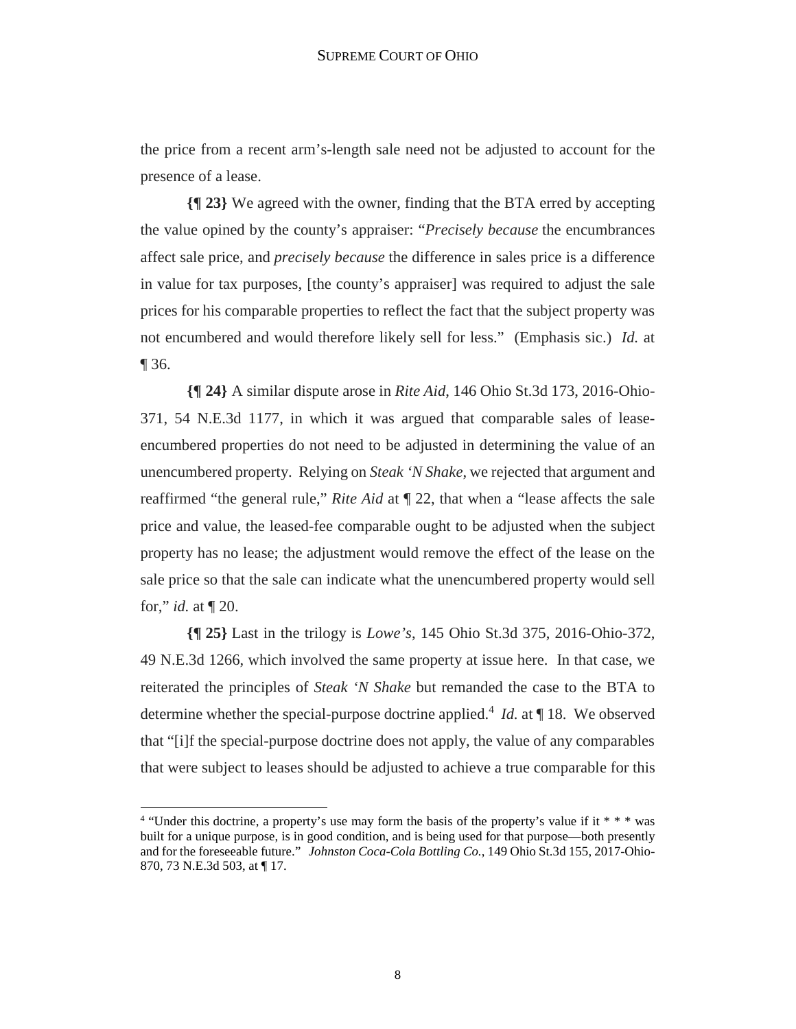the price from a recent arm's-length sale need not be adjusted to account for the presence of a lease.

**{¶ 23}** We agreed with the owner, finding that the BTA erred by accepting the value opined by the county's appraiser: "*Precisely because* the encumbrances affect sale price, and *precisely because* the difference in sales price is a difference in value for tax purposes, [the county's appraiser] was required to adjust the sale prices for his comparable properties to reflect the fact that the subject property was not encumbered and would therefore likely sell for less." (Emphasis sic.) *Id.* at ¶ 36.

**{¶ 24}** A similar dispute arose in *Rite Aid*, 146 Ohio St.3d 173, 2016-Ohio-371, 54 N.E.3d 1177, in which it was argued that comparable sales of lease-encumbered properties do not need to be adjusted in determining the value of an unencumbered property. Relying on *Steak 'N Shake*, we rejected that argument and reaffirmed "the general rule," *Rite Aid* at ¶ 22, that when a "lease affects the sale price and value, the leased-fee comparable ought to be adjusted when the subject property has no lease; the adjustment would remove the effect of the lease on the sale price so that the sale can indicate what the unencumbered property would sell for," *id.* at ¶ 20.

**{¶ 25}** Last in the trilogy is *Lowe's*, 145 Ohio St.3d 375, 2016-Ohio-372, 49 N.E.3d 1266, which involved the same property at issue here. In that case, we reiterated the principles of *Steak 'N Shake* but remanded the case to the BTA to determine whether the special-purpose doctrine applied.[4] *Id.* at ¶ 18. We observed that "[i]f the special-purpose doctrine does not apply, the value of any comparables that were subject to leases should be adjusted to achieve a true comparable for this

[4] "Under this doctrine, a property's use may form the basis of the property's value if it * * * was built for a unique purpose, is in good condition, and is being used for that purpose—both presently and for the foreseeable future." *Johnston Coca-Cola Bottling Co.*, 149 Ohio St.3d 155, 2017-Ohio-870, 73 N.E.3d 503, at ¶ 17.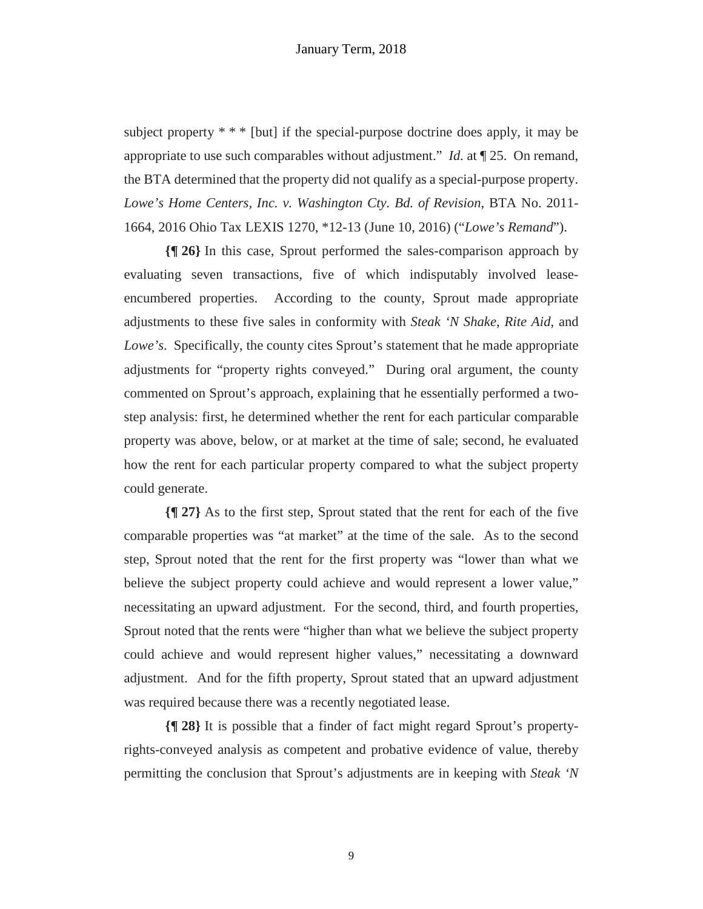subject property * * * [but] if the special-purpose doctrine does apply, it may be appropriate to use such comparables without adjustment." *Id.* at ¶ 25. On remand, the BTA determined that the property did not qualify as a special-purpose property. *Lowe's Home Centers, Inc. v. Washington Cty. Bd. of Revision*, BTA No. 2011-1664, 2016 Ohio Tax LEXIS 1270, *12-13 (June 10, 2016) ("*Lowe's Remand*").

**{¶ 26}** In this case, Sprout performed the sales-comparison approach by evaluating seven transactions, five of which indisputably involved lease-encumbered properties. According to the county, Sprout made appropriate adjustments to these five sales in conformity with *Steak 'N Shake*, *Rite Aid*, and *Lowe's*. Specifically, the county cites Sprout's statement that he made appropriate adjustments for "property rights conveyed." During oral argument, the county commented on Sprout's approach, explaining that he essentially performed a two-step analysis: first, he determined whether the rent for each particular comparable property was above, below, or at market at the time of sale; second, he evaluated how the rent for each particular property compared to what the subject property could generate.

**{¶ 27}** As to the first step, Sprout stated that the rent for each of the five comparable properties was "at market" at the time of the sale. As to the second step, Sprout noted that the rent for the first property was "lower than what we believe the subject property could achieve and would represent a lower value," necessitating an upward adjustment. For the second, third, and fourth properties, Sprout noted that the rents were "higher than what we believe the subject property could achieve and would represent higher values," necessitating a downward adjustment. And for the fifth property, Sprout stated that an upward adjustment was required because there was a recently negotiated lease.

**{¶ 28}** It is possible that a finder of fact might regard Sprout's property-rights-conveyed analysis as competent and probative evidence of value, thereby permitting the conclusion that Sprout's adjustments are in keeping with *Steak 'N*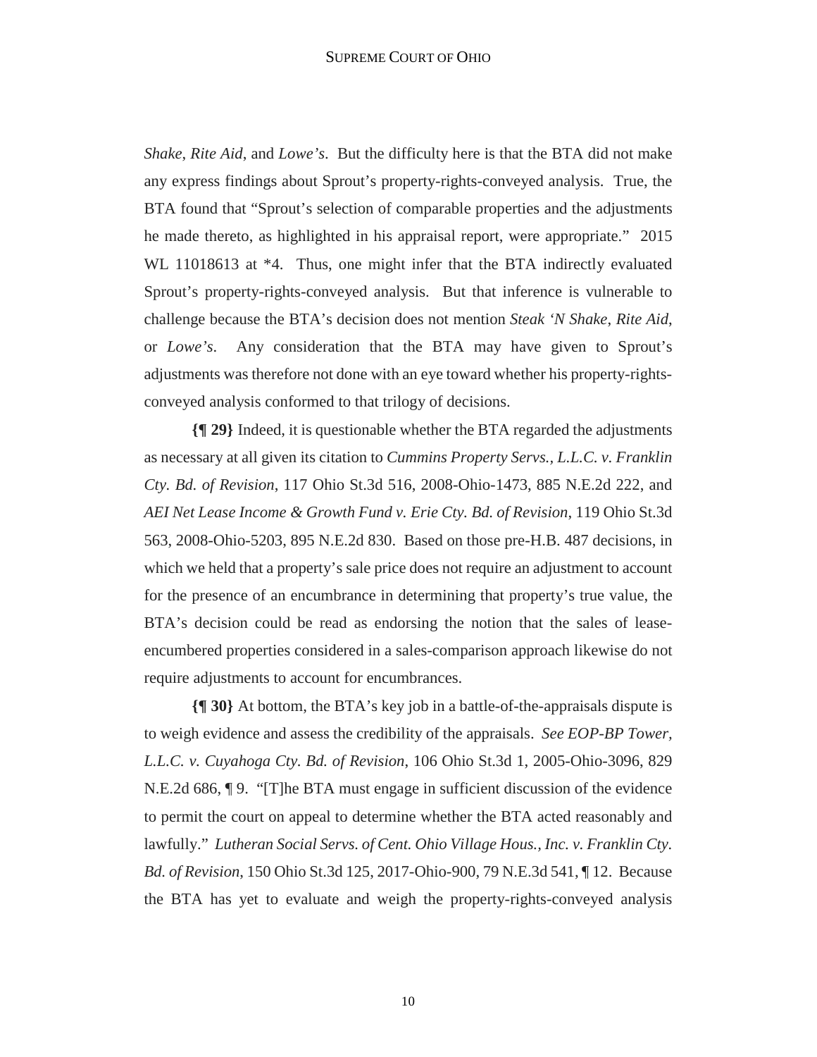*Shake*, *Rite Aid*, and *Lowe's*. But the difficulty here is that the BTA did not make any express findings about Sprout's property-rights-conveyed analysis. True, the BTA found that "Sprout's selection of comparable properties and the adjustments he made thereto, as highlighted in his appraisal report, were appropriate." 2015 WL 11018613 at *4. Thus, one might infer that the BTA indirectly evaluated Sprout's property-rights-conveyed analysis. But that inference is vulnerable to challenge because the BTA's decision does not mention *Steak 'N Shake*, *Rite Aid*, or *Lowe's*. Any consideration that the BTA may have given to Sprout's adjustments was therefore not done with an eye toward whether his property-rights-conveyed analysis conformed to that trilogy of decisions.

**{¶ 29}** Indeed, it is questionable whether the BTA regarded the adjustments as necessary at all given its citation to *Cummins Property Servs., L.L.C. v. Franklin Cty. Bd. of Revision*, 117 Ohio St.3d 516, 2008-Ohio-1473, 885 N.E.2d 222, and *AEI Net Lease Income & Growth Fund v. Erie Cty. Bd. of Revision*, 119 Ohio St.3d 563, 2008-Ohio-5203, 895 N.E.2d 830. Based on those pre-H.B. 487 decisions, in which we held that a property's sale price does not require an adjustment to account for the presence of an encumbrance in determining that property's true value, the BTA's decision could be read as endorsing the notion that the sales of lease-encumbered properties considered in a sales-comparison approach likewise do not require adjustments to account for encumbrances.

**{¶ 30}** At bottom, the BTA's key job in a battle-of-the-appraisals dispute is to weigh evidence and assess the credibility of the appraisals. *See EOP-BP Tower, L.L.C. v. Cuyahoga Cty. Bd. of Revision*, 106 Ohio St.3d 1, 2005-Ohio-3096, 829 N.E.2d 686, ¶ 9. "[T]he BTA must engage in sufficient discussion of the evidence to permit the court on appeal to determine whether the BTA acted reasonably and lawfully." *Lutheran Social Servs. of Cent. Ohio Village Hous., Inc. v. Franklin Cty. Bd. of Revision*, 150 Ohio St.3d 125, 2017-Ohio-900, 79 N.E.3d 541, ¶ 12. Because the BTA has yet to evaluate and weigh the property-rights-conveyed analysis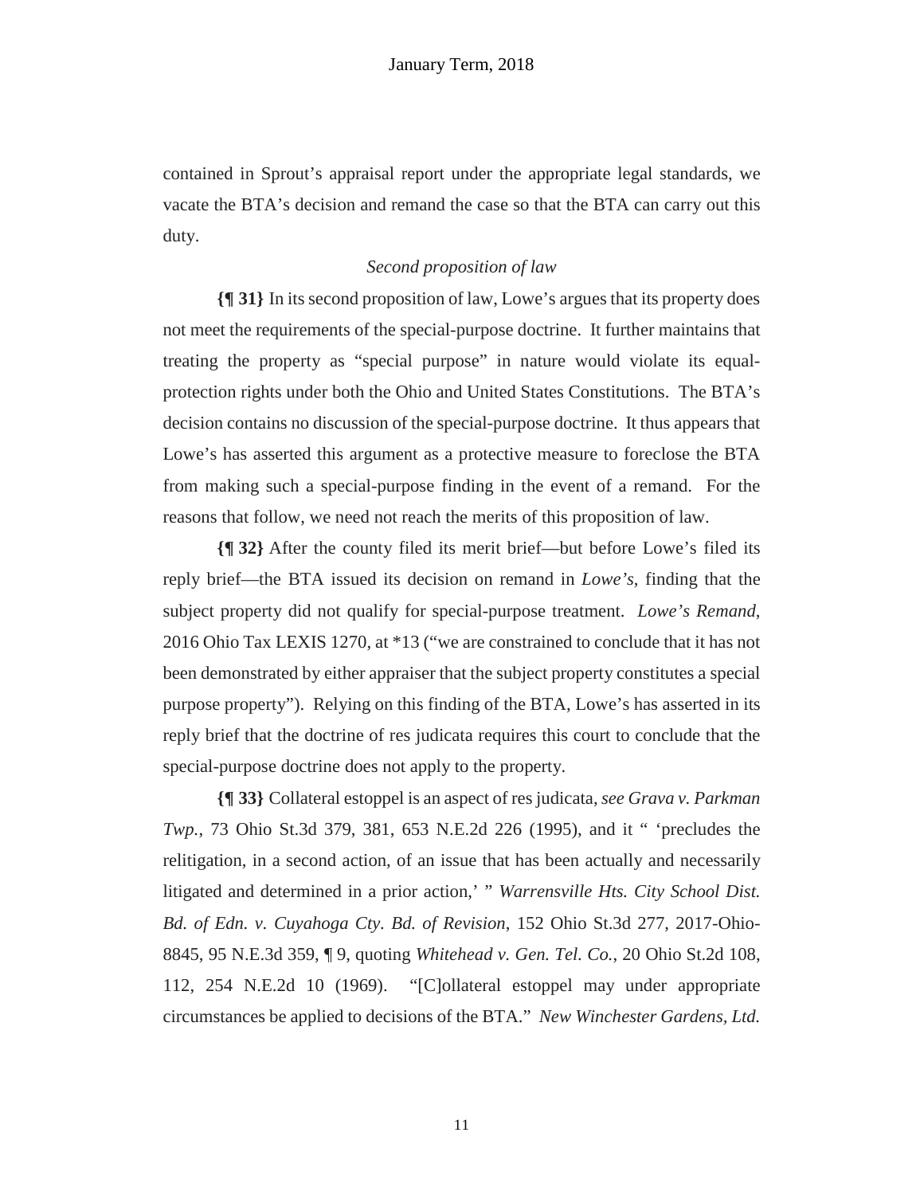contained in Sprout's appraisal report under the appropriate legal standards, we vacate the BTA's decision and remand the case so that the BTA can carry out this duty.

*Second proposition of law*

**{¶ 31}** In its second proposition of law, Lowe's argues that its property does not meet the requirements of the special-purpose doctrine. It further maintains that treating the property as "special purpose" in nature would violate its equal-protection rights under both the Ohio and United States Constitutions. The BTA's decision contains no discussion of the special-purpose doctrine. It thus appears that Lowe's has asserted this argument as a protective measure to foreclose the BTA from making such a special-purpose finding in the event of a remand. For the reasons that follow, we need not reach the merits of this proposition of law.

**{¶ 32}** After the county filed its merit brief—but before Lowe's filed its reply brief—the BTA issued its decision on remand in *Lowe's*, finding that the subject property did not qualify for special-purpose treatment. *Lowe's Remand*, 2016 Ohio Tax LEXIS 1270, at *13 ("we are constrained to conclude that it has not been demonstrated by either appraiser that the subject property constitutes a special purpose property"). Relying on this finding of the BTA, Lowe's has asserted in its reply brief that the doctrine of res judicata requires this court to conclude that the special-purpose doctrine does not apply to the property.

**{¶ 33}** Collateral estoppel is an aspect of res judicata, *see Grava v. Parkman Twp.*, 73 Ohio St.3d 379, 381, 653 N.E.2d 226 (1995), and it " 'precludes the relitigation, in a second action, of an issue that has been actually and necessarily litigated and determined in a prior action,' " *Warrensville Hts. City School Dist. Bd. of Edn. v. Cuyahoga Cty. Bd. of Revision*, 152 Ohio St.3d 277, 2017-Ohio-8845, 95 N.E.3d 359, ¶ 9, quoting *Whitehead v. Gen. Tel. Co.*, 20 Ohio St.2d 108, 112, 254 N.E.2d 10 (1969). "[C]ollateral estoppel may under appropriate circumstances be applied to decisions of the BTA." *New Winchester Gardens, Ltd.*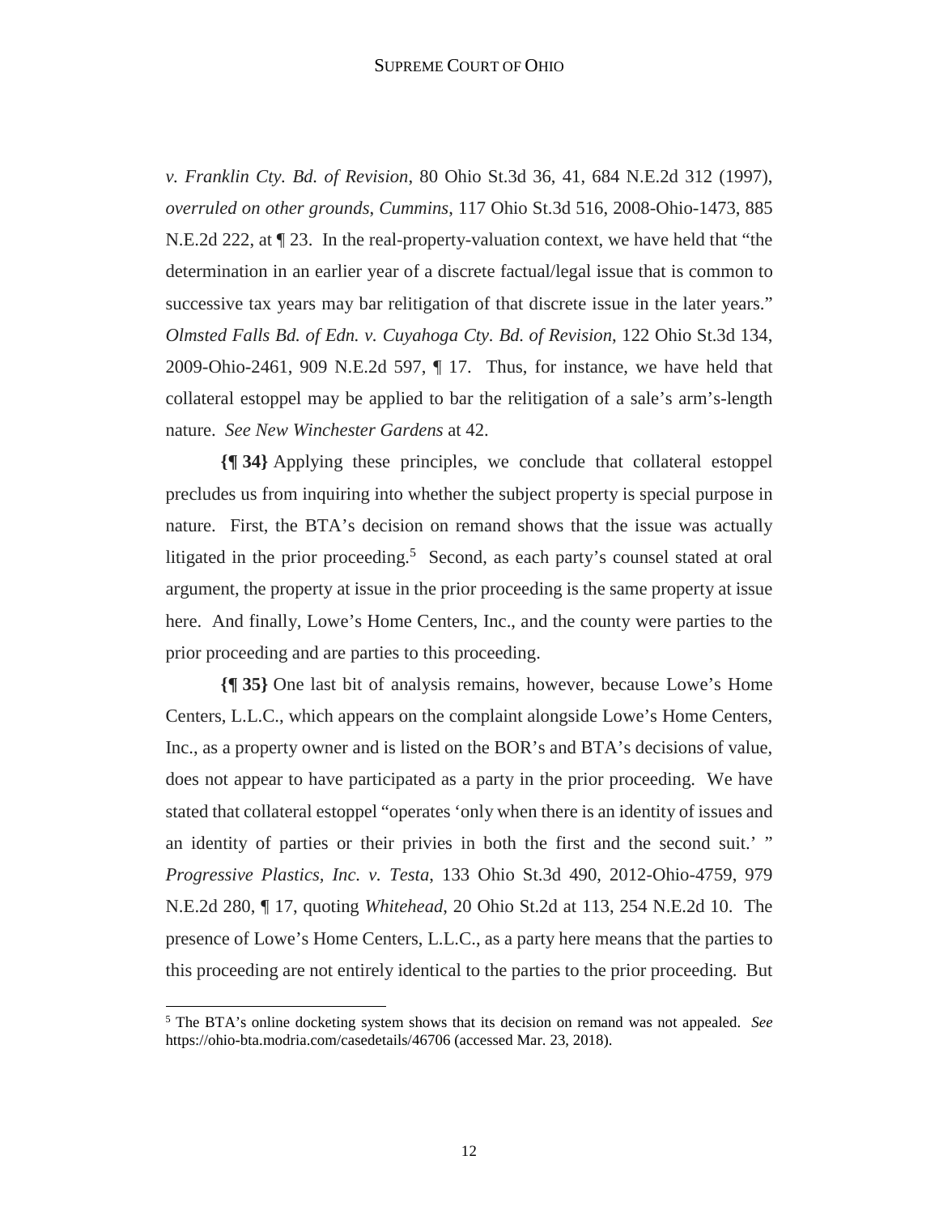*v. Franklin Cty. Bd. of Revision*, 80 Ohio St.3d 36, 41, 684 N.E.2d 312 (1997), *overruled on other grounds*, *Cummins*, 117 Ohio St.3d 516, 2008-Ohio-1473, 885 N.E.2d 222, at ¶ 23. In the real-property-valuation context, we have held that "the determination in an earlier year of a discrete factual/legal issue that is common to successive tax years may bar relitigation of that discrete issue in the later years." *Olmsted Falls Bd. of Edn. v. Cuyahoga Cty. Bd. of Revision*, 122 Ohio St.3d 134, 2009-Ohio-2461, 909 N.E.2d 597, ¶ 17. Thus, for instance, we have held that collateral estoppel may be applied to bar the relitigation of a sale's arm's-length nature. *See New Winchester Gardens* at 42.

**{¶ 34}** Applying these principles, we conclude that collateral estoppel precludes us from inquiring into whether the subject property is special purpose in nature. First, the BTA's decision on remand shows that the issue was actually litigated in the prior proceeding.[5] Second, as each party's counsel stated at oral argument, the property at issue in the prior proceeding is the same property at issue here. And finally, Lowe's Home Centers, Inc., and the county were parties to the prior proceeding and are parties to this proceeding.

**{¶ 35}** One last bit of analysis remains, however, because Lowe's Home Centers, L.L.C., which appears on the complaint alongside Lowe's Home Centers, Inc., as a property owner and is listed on the BOR's and BTA's decisions of value, does not appear to have participated as a party in the prior proceeding. We have stated that collateral estoppel "operates 'only when there is an identity of issues and an identity of parties or their privies in both the first and the second suit.' " *Progressive Plastics, Inc. v. Testa*, 133 Ohio St.3d 490, 2012-Ohio-4759, 979 N.E.2d 280, ¶ 17, quoting *Whitehead*, 20 Ohio St.2d at 113, 254 N.E.2d 10. The presence of Lowe's Home Centers, L.L.C., as a party here means that the parties to this proceeding are not entirely identical to the parties to the prior proceeding. But

[5] The BTA's online docketing system shows that its decision on remand was not appealed. *See* https://ohio-bta.modria.com/casedetails/46706 (accessed Mar. 23, 2018).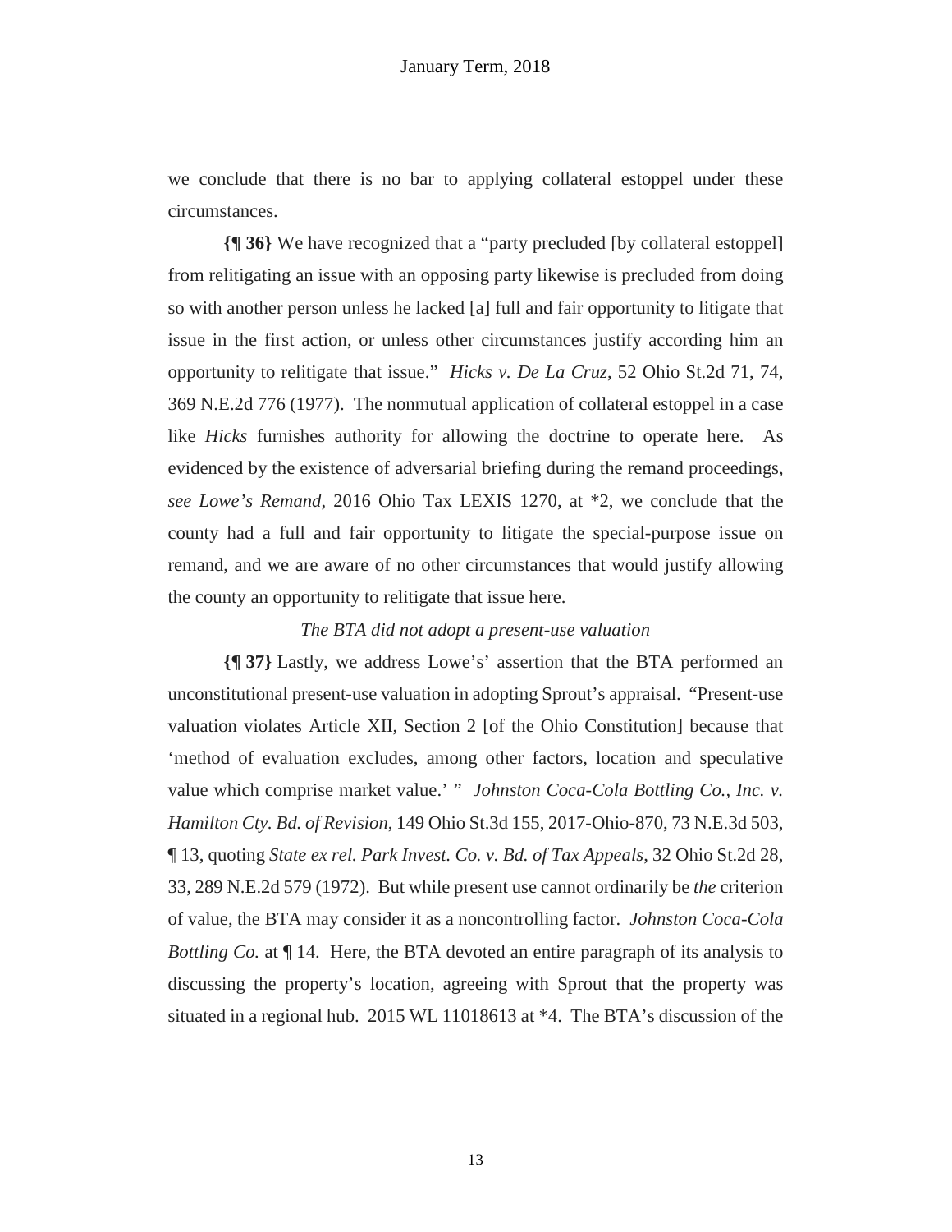we conclude that there is no bar to applying collateral estoppel under these circumstances.

**{¶ 36}** We have recognized that a "party precluded [by collateral estoppel] from relitigating an issue with an opposing party likewise is precluded from doing so with another person unless he lacked [a] full and fair opportunity to litigate that issue in the first action, or unless other circumstances justify according him an opportunity to relitigate that issue." *Hicks v. De La Cruz*, 52 Ohio St.2d 71, 74, 369 N.E.2d 776 (1977). The nonmutual application of collateral estoppel in a case like *Hicks* furnishes authority for allowing the doctrine to operate here. As evidenced by the existence of adversarial briefing during the remand proceedings, *see Lowe's Remand*, 2016 Ohio Tax LEXIS 1270, at *2, we conclude that the county had a full and fair opportunity to litigate the special-purpose issue on remand, and we are aware of no other circumstances that would justify allowing the county an opportunity to relitigate that issue here.

*The BTA did not adopt a present-use valuation*

**{¶ 37}** Lastly, we address Lowe's' assertion that the BTA performed an unconstitutional present-use valuation in adopting Sprout's appraisal. "Present-use valuation violates Article XII, Section 2 [of the Ohio Constitution] because that 'method of evaluation excludes, among other factors, location and speculative value which comprise market value.' " *Johnston Coca-Cola Bottling Co., Inc. v. Hamilton Cty. Bd. of Revision*, 149 Ohio St.3d 155, 2017-Ohio-870, 73 N.E.3d 503, ¶ 13, quoting *State ex rel. Park Invest. Co. v. Bd. of Tax Appeals*, 32 Ohio St.2d 28, 33, 289 N.E.2d 579 (1972). But while present use cannot ordinarily be *the* criterion of value, the BTA may consider it as a noncontrolling factor. *Johnston Coca-Cola Bottling Co.* at ¶ 14. Here, the BTA devoted an entire paragraph of its analysis to discussing the property's location, agreeing with Sprout that the property was situated in a regional hub. 2015 WL 11018613 at *4. The BTA's discussion of the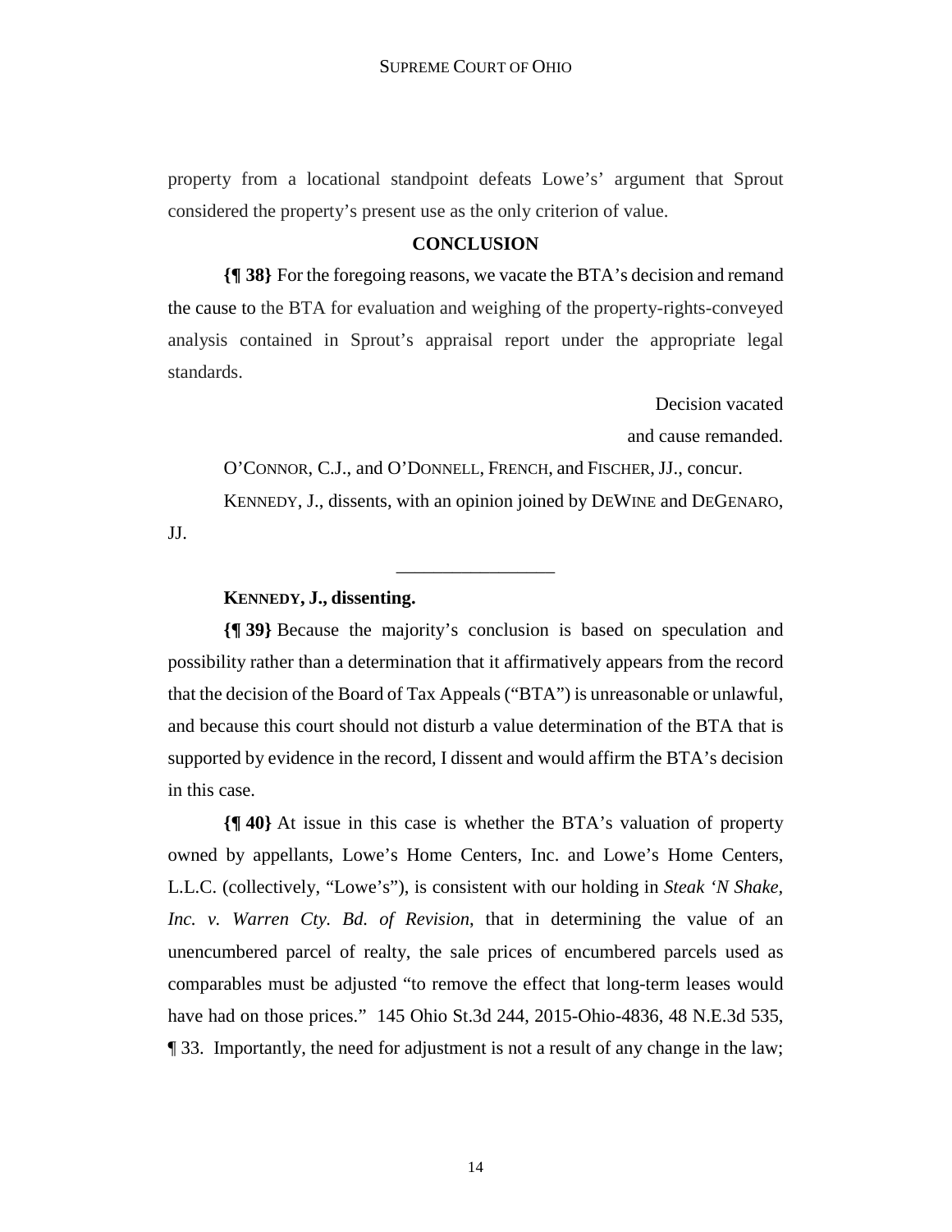property from a locational standpoint defeats Lowe's' argument that Sprout considered the property's present use as the only criterion of value.

## CONCLUSION

**{¶ 38}** For the foregoing reasons, we vacate the BTA's decision and remand the cause to the BTA for evaluation and weighing of the property-rights-conveyed analysis contained in Sprout's appraisal report under the appropriate legal standards.

Decision vacated

and cause remanded.

O'CONNOR, C.J., and O'DONNELL, FRENCH, and FISCHER, JJ., concur.

KENNEDY, J., dissents, with an opinion joined by DEWINE and DEGENARO, JJ.

---

**KENNEDY, J., dissenting.**

**{¶ 39}** Because the majority's conclusion is based on speculation and possibility rather than a determination that it affirmatively appears from the record that the decision of the Board of Tax Appeals ("BTA") is unreasonable or unlawful, and because this court should not disturb a value determination of the BTA that is supported by evidence in the record, I dissent and would affirm the BTA's decision in this case.

**{¶ 40}** At issue in this case is whether the BTA's valuation of property owned by appellants, Lowe's Home Centers, Inc. and Lowe's Home Centers, L.L.C. (collectively, "Lowe's"), is consistent with our holding in *Steak 'N Shake, Inc. v. Warren Cty. Bd. of Revision*, that in determining the value of an unencumbered parcel of realty, the sale prices of encumbered parcels used as comparables must be adjusted "to remove the effect that long-term leases would have had on those prices." 145 Ohio St.3d 244, 2015-Ohio-4836, 48 N.E.3d 535, ¶ 33. Importantly, the need for adjustment is not a result of any change in the law;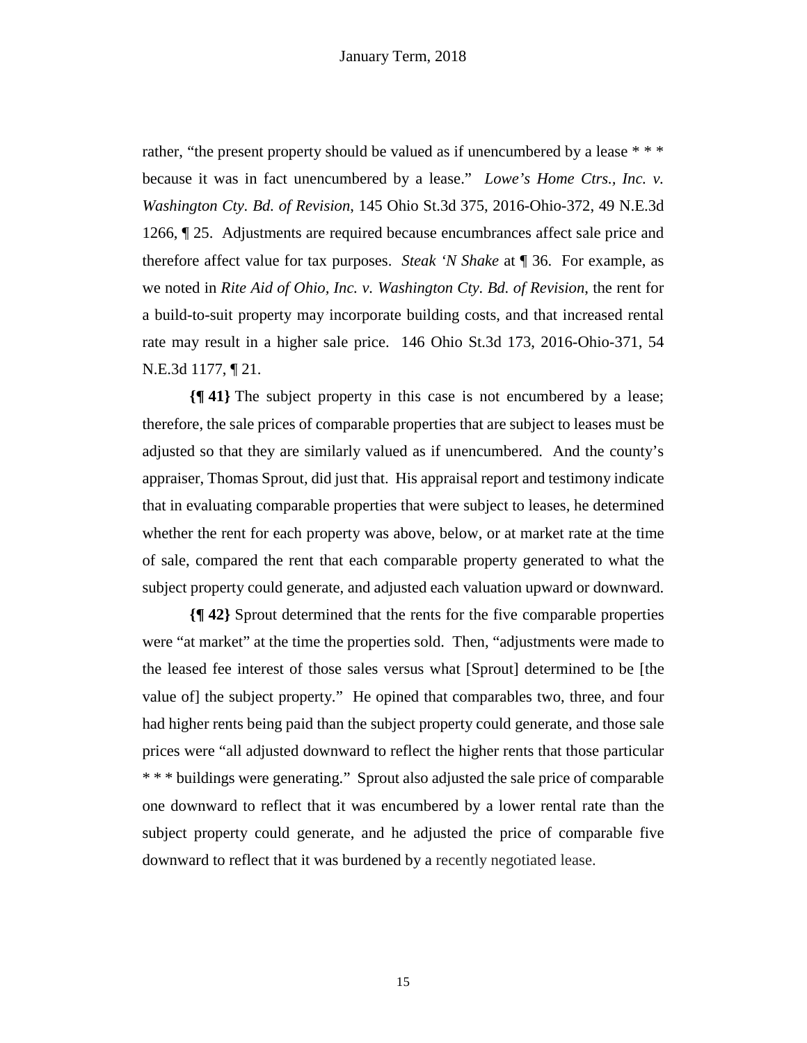rather, "the present property should be valued as if unencumbered by a lease * * * because it was in fact unencumbered by a lease." *Lowe's Home Ctrs., Inc. v. Washington Cty. Bd. of Revision*, 145 Ohio St.3d 375, 2016-Ohio-372, 49 N.E.3d 1266, ¶ 25. Adjustments are required because encumbrances affect sale price and therefore affect value for tax purposes. *Steak 'N Shake* at ¶ 36. For example, as we noted in *Rite Aid of Ohio, Inc. v. Washington Cty. Bd. of Revision*, the rent for a build-to-suit property may incorporate building costs, and that increased rental rate may result in a higher sale price. 146 Ohio St.3d 173, 2016-Ohio-371, 54 N.E.3d 1177, ¶ 21.

**{¶ 41}** The subject property in this case is not encumbered by a lease; therefore, the sale prices of comparable properties that are subject to leases must be adjusted so that they are similarly valued as if unencumbered. And the county's appraiser, Thomas Sprout, did just that. His appraisal report and testimony indicate that in evaluating comparable properties that were subject to leases, he determined whether the rent for each property was above, below, or at market rate at the time of sale, compared the rent that each comparable property generated to what the subject property could generate, and adjusted each valuation upward or downward.

**{¶ 42}** Sprout determined that the rents for the five comparable properties were "at market" at the time the properties sold. Then, "adjustments were made to the leased fee interest of those sales versus what [Sprout] determined to be [the value of] the subject property." He opined that comparables two, three, and four had higher rents being paid than the subject property could generate, and those sale prices were "all adjusted downward to reflect the higher rents that those particular * * * buildings were generating." Sprout also adjusted the sale price of comparable one downward to reflect that it was encumbered by a lower rental rate than the subject property could generate, and he adjusted the price of comparable five downward to reflect that it was burdened by a recently negotiated lease.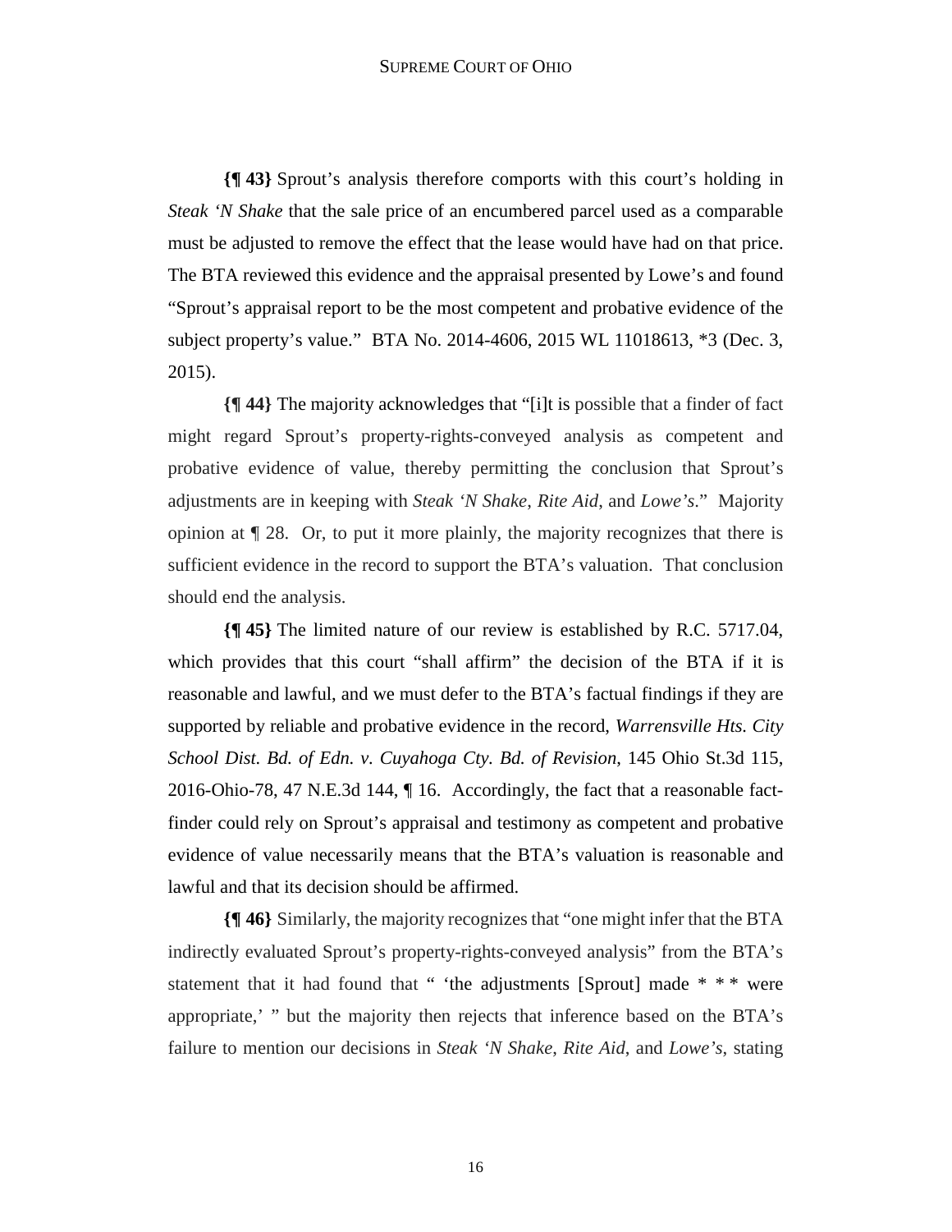**{¶ 43}** Sprout's analysis therefore comports with this court's holding in *Steak 'N Shake* that the sale price of an encumbered parcel used as a comparable must be adjusted to remove the effect that the lease would have had on that price. The BTA reviewed this evidence and the appraisal presented by Lowe's and found "Sprout's appraisal report to be the most competent and probative evidence of the subject property's value." BTA No. 2014-4606, 2015 WL 11018613, *3 (Dec. 3, 2015).

**{¶ 44}** The majority acknowledges that "[i]t is possible that a finder of fact might regard Sprout's property-rights-conveyed analysis as competent and probative evidence of value, thereby permitting the conclusion that Sprout's adjustments are in keeping with *Steak 'N Shake*, *Rite Aid*, and *Lowe's*." Majority opinion at ¶ 28. Or, to put it more plainly, the majority recognizes that there is sufficient evidence in the record to support the BTA's valuation. That conclusion should end the analysis.

**{¶ 45}** The limited nature of our review is established by R.C. 5717.04, which provides that this court "shall affirm" the decision of the BTA if it is reasonable and lawful, and we must defer to the BTA's factual findings if they are supported by reliable and probative evidence in the record, *Warrensville Hts. City School Dist. Bd. of Edn. v. Cuyahoga Cty. Bd. of Revision*, 145 Ohio St.3d 115, 2016-Ohio-78, 47 N.E.3d 144, ¶ 16. Accordingly, the fact that a reasonable fact-finder could rely on Sprout's appraisal and testimony as competent and probative evidence of value necessarily means that the BTA's valuation is reasonable and lawful and that its decision should be affirmed.

**{¶ 46}** Similarly, the majority recognizes that "one might infer that the BTA indirectly evaluated Sprout's property-rights-conveyed analysis" from the BTA's statement that it had found that " 'the adjustments [Sprout] made * * * were appropriate,' " but the majority then rejects that inference based on the BTA's failure to mention our decisions in *Steak 'N Shake*, *Rite Aid*, and *Lowe's*, stating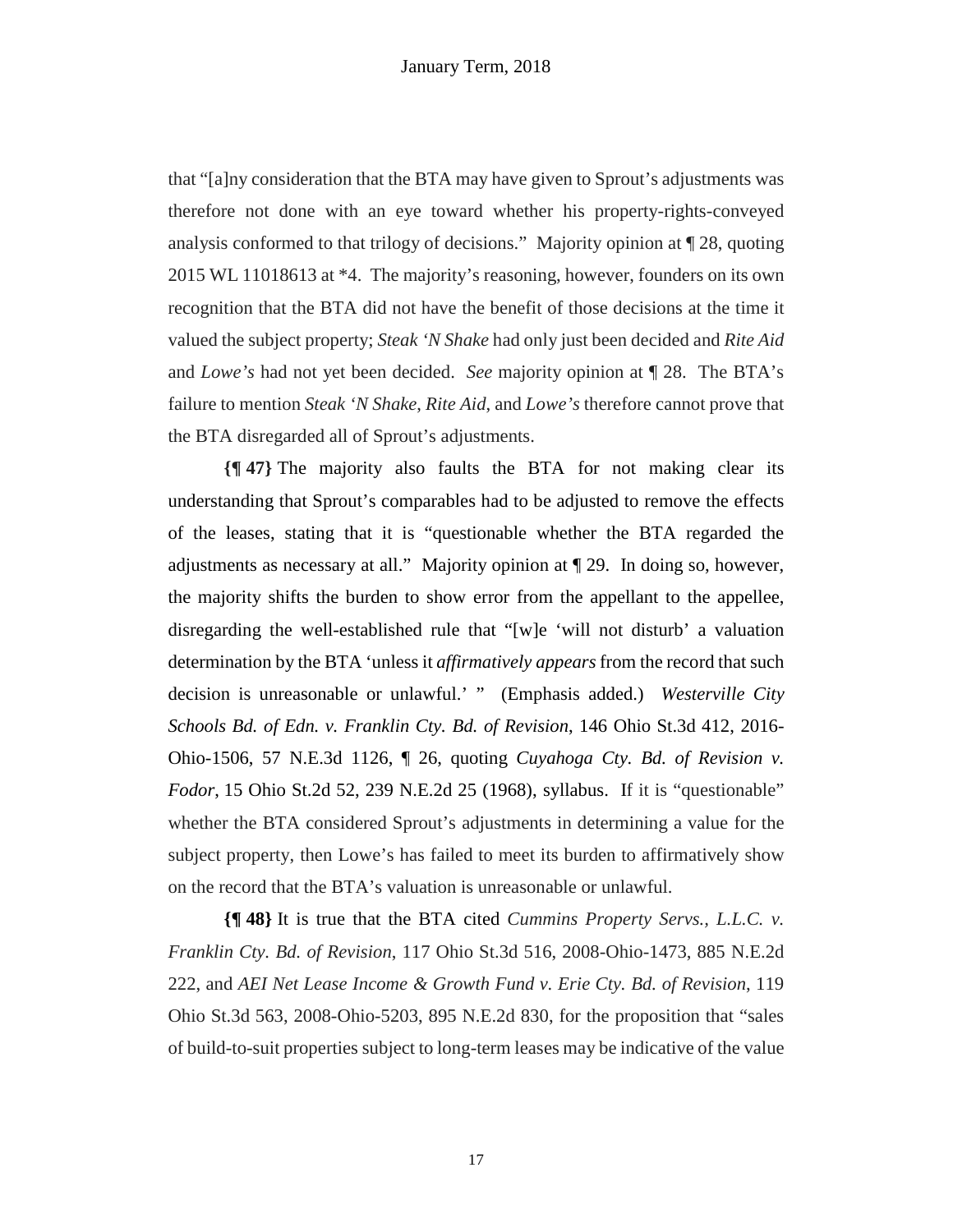that "[a]ny consideration that the BTA may have given to Sprout's adjustments was therefore not done with an eye toward whether his property-rights-conveyed analysis conformed to that trilogy of decisions." Majority opinion at ¶ 28, quoting 2015 WL 11018613 at *4. The majority's reasoning, however, founders on its own recognition that the BTA did not have the benefit of those decisions at the time it valued the subject property; *Steak 'N Shake* had only just been decided and *Rite Aid* and *Lowe's* had not yet been decided. *See* majority opinion at ¶ 28. The BTA's failure to mention *Steak 'N Shake*, *Rite Aid*, and *Lowe's* therefore cannot prove that the BTA disregarded all of Sprout's adjustments.

**{¶ 47}** The majority also faults the BTA for not making clear its understanding that Sprout's comparables had to be adjusted to remove the effects of the leases, stating that it is "questionable whether the BTA regarded the adjustments as necessary at all." Majority opinion at ¶ 29. In doing so, however, the majority shifts the burden to show error from the appellant to the appellee, disregarding the well-established rule that "[w]e 'will not disturb' a valuation determination by the BTA 'unless it *affirmatively appears* from the record that such decision is unreasonable or unlawful.' " (Emphasis added.) *Westerville City Schools Bd. of Edn. v. Franklin Cty. Bd. of Revision*, 146 Ohio St.3d 412, 2016-Ohio-1506, 57 N.E.3d 1126, ¶ 26, quoting *Cuyahoga Cty. Bd. of Revision v. Fodor*, 15 Ohio St.2d 52, 239 N.E.2d 25 (1968), syllabus. If it is "questionable" whether the BTA considered Sprout's adjustments in determining a value for the subject property, then Lowe's has failed to meet its burden to affirmatively show on the record that the BTA's valuation is unreasonable or unlawful.

**{¶ 48}** It is true that the BTA cited *Cummins Property Servs., L.L.C. v. Franklin Cty. Bd. of Revision*, 117 Ohio St.3d 516, 2008-Ohio-1473, 885 N.E.2d 222, and *AEI Net Lease Income & Growth Fund v. Erie Cty. Bd. of Revision*, 119 Ohio St.3d 563, 2008-Ohio-5203, 895 N.E.2d 830, for the proposition that "sales of build-to-suit properties subject to long-term leases may be indicative of the value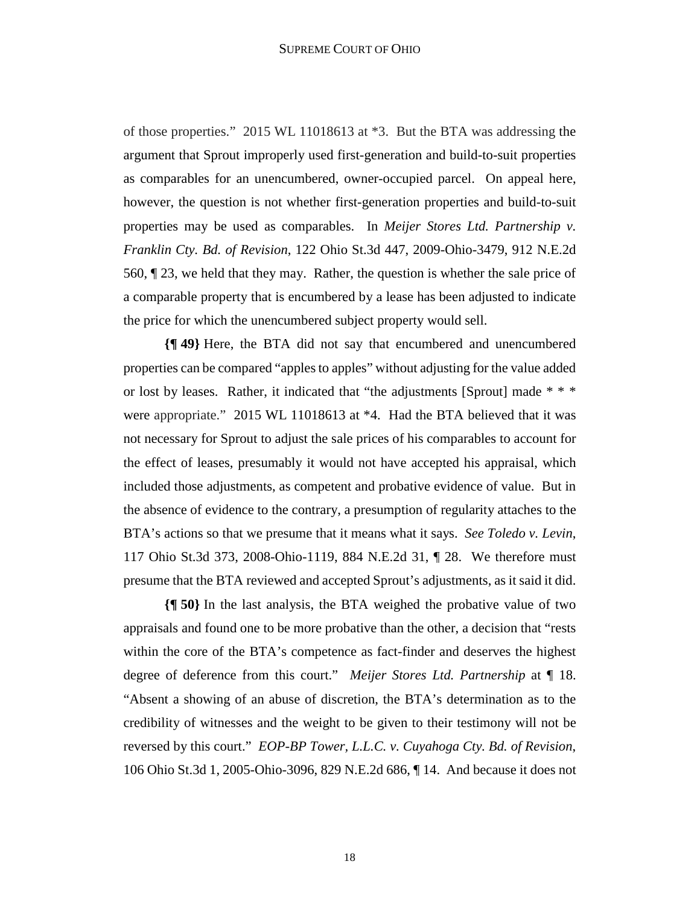of those properties." 2015 WL 11018613 at *3. But the BTA was addressing the argument that Sprout improperly used first-generation and build-to-suit properties as comparables for an unencumbered, owner-occupied parcel. On appeal here, however, the question is not whether first-generation properties and build-to-suit properties may be used as comparables. In *Meijer Stores Ltd. Partnership v. Franklin Cty. Bd. of Revision*, 122 Ohio St.3d 447, 2009-Ohio-3479, 912 N.E.2d 560, ¶ 23, we held that they may. Rather, the question is whether the sale price of a comparable property that is encumbered by a lease has been adjusted to indicate the price for which the unencumbered subject property would sell.

**{¶ 49}** Here, the BTA did not say that encumbered and unencumbered properties can be compared "apples to apples" without adjusting for the value added or lost by leases. Rather, it indicated that "the adjustments [Sprout] made * * * were appropriate." 2015 WL 11018613 at *4. Had the BTA believed that it was not necessary for Sprout to adjust the sale prices of his comparables to account for the effect of leases, presumably it would not have accepted his appraisal, which included those adjustments, as competent and probative evidence of value. But in the absence of evidence to the contrary, a presumption of regularity attaches to the BTA's actions so that we presume that it means what it says. *See Toledo v. Levin*, 117 Ohio St.3d 373, 2008-Ohio-1119, 884 N.E.2d 31, ¶ 28. We therefore must presume that the BTA reviewed and accepted Sprout's adjustments, as it said it did.

**{¶ 50}** In the last analysis, the BTA weighed the probative value of two appraisals and found one to be more probative than the other, a decision that "rests within the core of the BTA's competence as fact-finder and deserves the highest degree of deference from this court." *Meijer Stores Ltd. Partnership* at ¶ 18. "Absent a showing of an abuse of discretion, the BTA's determination as to the credibility of witnesses and the weight to be given to their testimony will not be reversed by this court." *EOP-BP Tower, L.L.C. v. Cuyahoga Cty. Bd. of Revision*, 106 Ohio St.3d 1, 2005-Ohio-3096, 829 N.E.2d 686, ¶ 14. And because it does not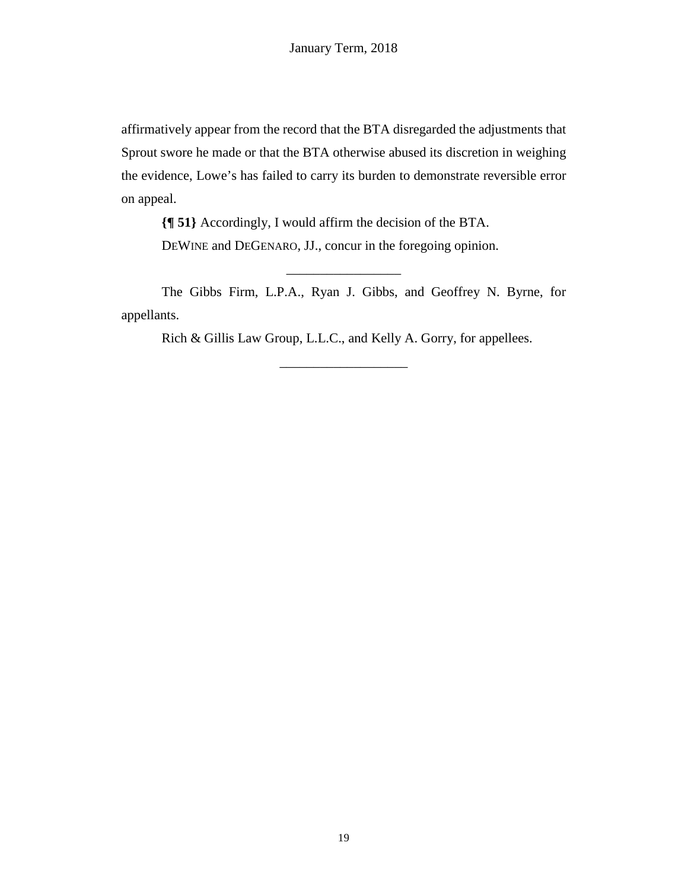affirmatively appear from the record that the BTA disregarded the adjustments that Sprout swore he made or that the BTA otherwise abused its discretion in weighing the evidence, Lowe's has failed to carry its burden to demonstrate reversible error on appeal.

**{¶ 51}** Accordingly, I would affirm the decision of the BTA.

DEWINE and DEGENARO, JJ., concur in the foregoing opinion.

---

The Gibbs Firm, L.P.A., Ryan J. Gibbs, and Geoffrey N. Byrne, for appellants.

Rich & Gillis Law Group, L.L.C., and Kelly A. Gorry, for appellees.

---